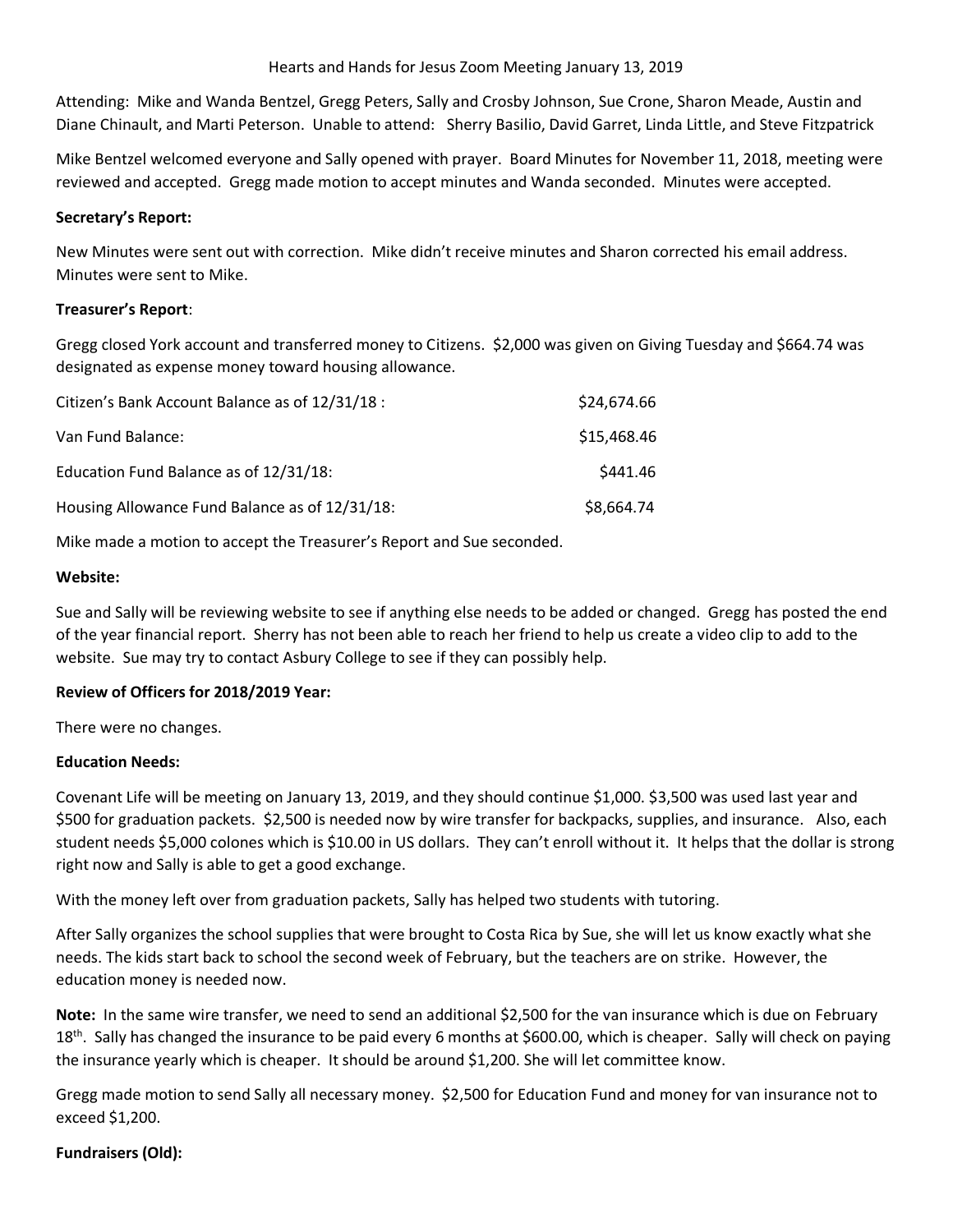Hearts and Hands for Jesus Zoom Meeting January 13, 2019

Attending: Mike and Wanda Bentzel, Gregg Peters, Sally and Crosby Johnson, Sue Crone, Sharon Meade, Austin and Diane Chinault, and Marti Peterson. Unable to attend: Sherry Basilio, David Garret, Linda Little, and Steve Fitzpatrick

Mike Bentzel welcomed everyone and Sally opened with prayer. Board Minutes for November 11, 2018, meeting were reviewed and accepted. Gregg made motion to accept minutes and Wanda seconded. Minutes were accepted.

**Secretary's Report:**

New Minutes were sent out with correction. Mike didn't receive minutes and Sharon corrected his email address. Minutes were sent to Mike.

**Treasurer's Report**:

Gregg closed York account and transferred money to Citizens. $2,000 was given on Giving Tuesday and $664.74 was designated as expense money toward housing allowance.

| | |
|---|---|
| Citizen's Bank Account Balance as of 12/31/18 : | $24,674.66 |
| Van Fund Balance: | $15,468.46 |
| Education Fund Balance as of 12/31/18: | $441.46 |
| Housing Allowance Fund Balance as of 12/31/18: | $8,664.74 |

Mike made a motion to accept the Treasurer's Report and Sue seconded.

**Website:**

Sue and Sally will be reviewing website to see if anything else needs to be added or changed. Gregg has posted the end of the year financial report. Sherry has not been able to reach her friend to help us create a video clip to add to the website. Sue may try to contact Asbury College to see if they can possibly help.

**Review of Officers for 2018/2019 Year:**

There were no changes.

**Education Needs:**

Covenant Life will be meeting on January 13, 2019, and they should continue $1,000. $3,500 was used last year and $500 for graduation packets. $2,500 is needed now by wire transfer for backpacks, supplies, and insurance. Also, each student needs $5,000 colones which is $10.00 in US dollars. They can't enroll without it. It helps that the dollar is strong right now and Sally is able to get a good exchange.

With the money left over from graduation packets, Sally has helped two students with tutoring.

After Sally organizes the school supplies that were brought to Costa Rica by Sue, she will let us know exactly what she needs. The kids start back to school the second week of February, but the teachers are on strike. However, the education money is needed now.

**Note:** In the same wire transfer, we need to send an additional $2,500 for the van insurance which is due on February 18th. Sally has changed the insurance to be paid every 6 months at $600.00, which is cheaper. Sally will check on paying the insurance yearly which is cheaper. It should be around $1,200. She will let committee know.

Gregg made motion to send Sally all necessary money. $2,500 for Education Fund and money for van insurance not to exceed $1,200.

**Fundraisers (Old):**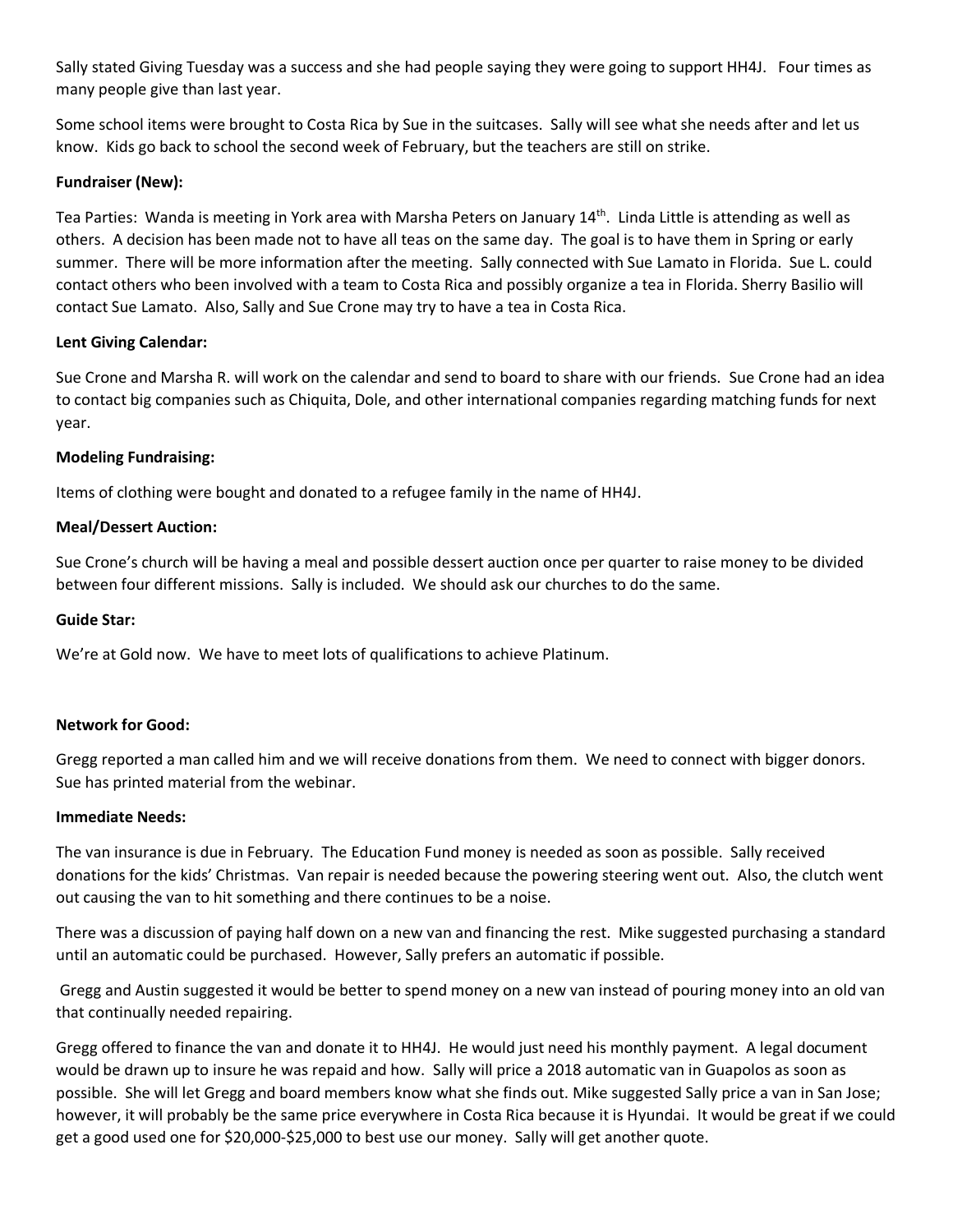Sally stated Giving Tuesday was a success and she had people saying they were going to support HH4J. Four times as many people give than last year.

Some school items were brought to Costa Rica by Sue in the suitcases. Sally will see what she needs after and let us know. Kids go back to school the second week of February, but the teachers are still on strike.

**Fundraiser (New):**

Tea Parties: Wanda is meeting in York area with Marsha Peters on January 14th. Linda Little is attending as well as others. A decision has been made not to have all teas on the same day. The goal is to have them in Spring or early summer. There will be more information after the meeting. Sally connected with Sue Lamato in Florida. Sue L. could contact others who been involved with a team to Costa Rica and possibly organize a tea in Florida. Sherry Basilio will contact Sue Lamato. Also, Sally and Sue Crone may try to have a tea in Costa Rica.

**Lent Giving Calendar:**

Sue Crone and Marsha R. will work on the calendar and send to board to share with our friends. Sue Crone had an idea to contact big companies such as Chiquita, Dole, and other international companies regarding matching funds for next year.

**Modeling Fundraising:**

Items of clothing were bought and donated to a refugee family in the name of HH4J.

**Meal/Dessert Auction:**

Sue Crone's church will be having a meal and possible dessert auction once per quarter to raise money to be divided between four different missions. Sally is included. We should ask our churches to do the same.

**Guide Star:**

We're at Gold now. We have to meet lots of qualifications to achieve Platinum.

**Network for Good:**

Gregg reported a man called him and we will receive donations from them. We need to connect with bigger donors. Sue has printed material from the webinar.

**Immediate Needs:**

The van insurance is due in February. The Education Fund money is needed as soon as possible. Sally received donations for the kids' Christmas. Van repair is needed because the powering steering went out. Also, the clutch went out causing the van to hit something and there continues to be a noise.

There was a discussion of paying half down on a new van and financing the rest. Mike suggested purchasing a standard until an automatic could be purchased. However, Sally prefers an automatic if possible.

Gregg and Austin suggested it would be better to spend money on a new van instead of pouring money into an old van that continually needed repairing.

Gregg offered to finance the van and donate it to HH4J. He would just need his monthly payment. A legal document would be drawn up to insure he was repaid and how. Sally will price a 2018 automatic van in Guapolos as soon as possible. She will let Gregg and board members know what she finds out. Mike suggested Sally price a van in San Jose; however, it will probably be the same price everywhere in Costa Rica because it is Hyundai. It would be great if we could get a good used one for $20,000-$25,000 to best use our money. Sally will get another quote.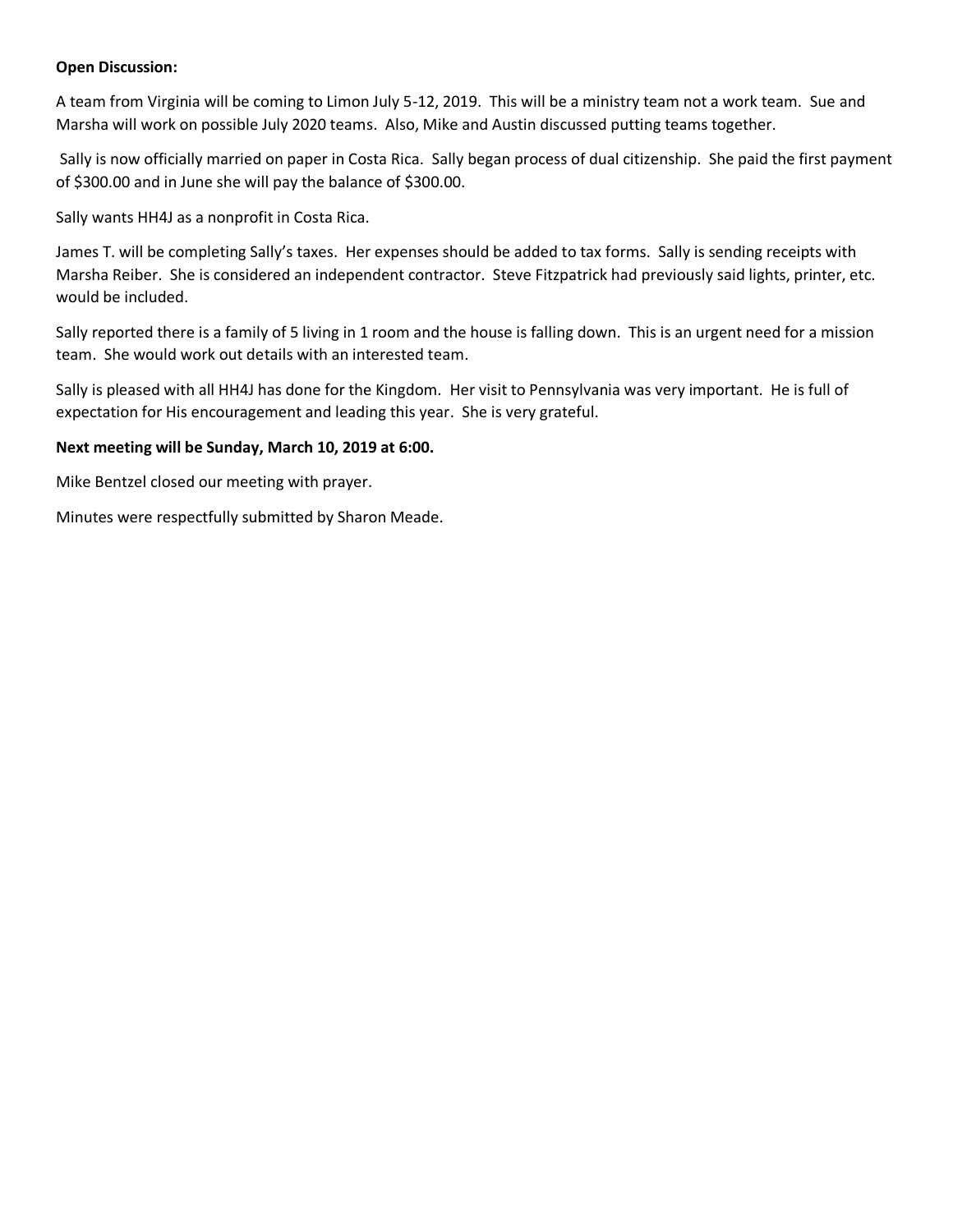**Open Discussion:**

A team from Virginia will be coming to Limon July 5-12, 2019. This will be a ministry team not a work team. Sue and Marsha will work on possible July 2020 teams. Also, Mike and Austin discussed putting teams together.

Sally is now officially married on paper in Costa Rica. Sally began process of dual citizenship. She paid the first payment of $300.00 and in June she will pay the balance of $300.00.

Sally wants HH4J as a nonprofit in Costa Rica.

James T. will be completing Sally's taxes. Her expenses should be added to tax forms. Sally is sending receipts with Marsha Reiber. She is considered an independent contractor. Steve Fitzpatrick had previously said lights, printer, etc. would be included.

Sally reported there is a family of 5 living in 1 room and the house is falling down. This is an urgent need for a mission team. She would work out details with an interested team.

Sally is pleased with all HH4J has done for the Kingdom. Her visit to Pennsylvania was very important. He is full of expectation for His encouragement and leading this year. She is very grateful.

**Next meeting will be Sunday, March 10, 2019 at 6:00.**

Mike Bentzel closed our meeting with prayer.

Minutes were respectfully submitted by Sharon Meade.